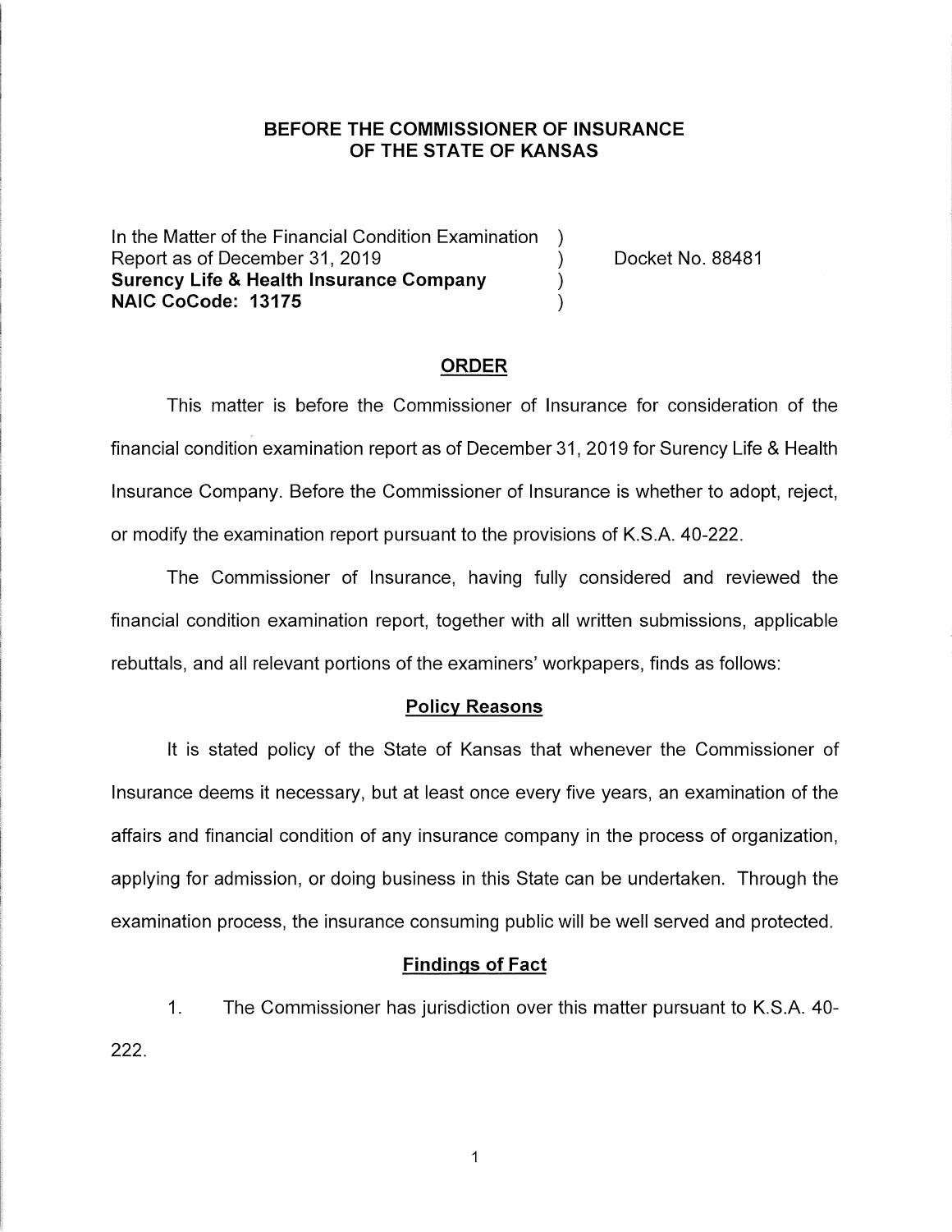**BEFORE THE COMMISSIONER OF INSURANCE**
**OF THE STATE OF KANSAS**

| | | |
|---|---|---|
| In the Matter of the Financial Condition Examination | ) | |
| Report as of December 31, 2019 | ) | Docket No. 88481 |
| **Surency Life & Health Insurance Company** | ) | |
| **NAIC CoCode: 13175** | ) | |

## ORDER

This matter is before the Commissioner of Insurance for consideration of the financial condition examination report as of December 31, 2019 for Surency Life & Health Insurance Company. Before the Commissioner of Insurance is whether to adopt, reject, or modify the examination report pursuant to the provisions of K.S.A. 40-222.

The Commissioner of Insurance, having fully considered and reviewed the financial condition examination report, together with all written submissions, applicable rebuttals, and all relevant portions of the examiners' workpapers, finds as follows:

### Policy Reasons

It is stated policy of the State of Kansas that whenever the Commissioner of Insurance deems it necessary, but at least once every five years, an examination of the affairs and financial condition of any insurance company in the process of organization, applying for admission, or doing business in this State can be undertaken. Through the examination process, the insurance consuming public will be well served and protected.

### Findings of Fact

1. The Commissioner has jurisdiction over this matter pursuant to K.S.A. 40-222.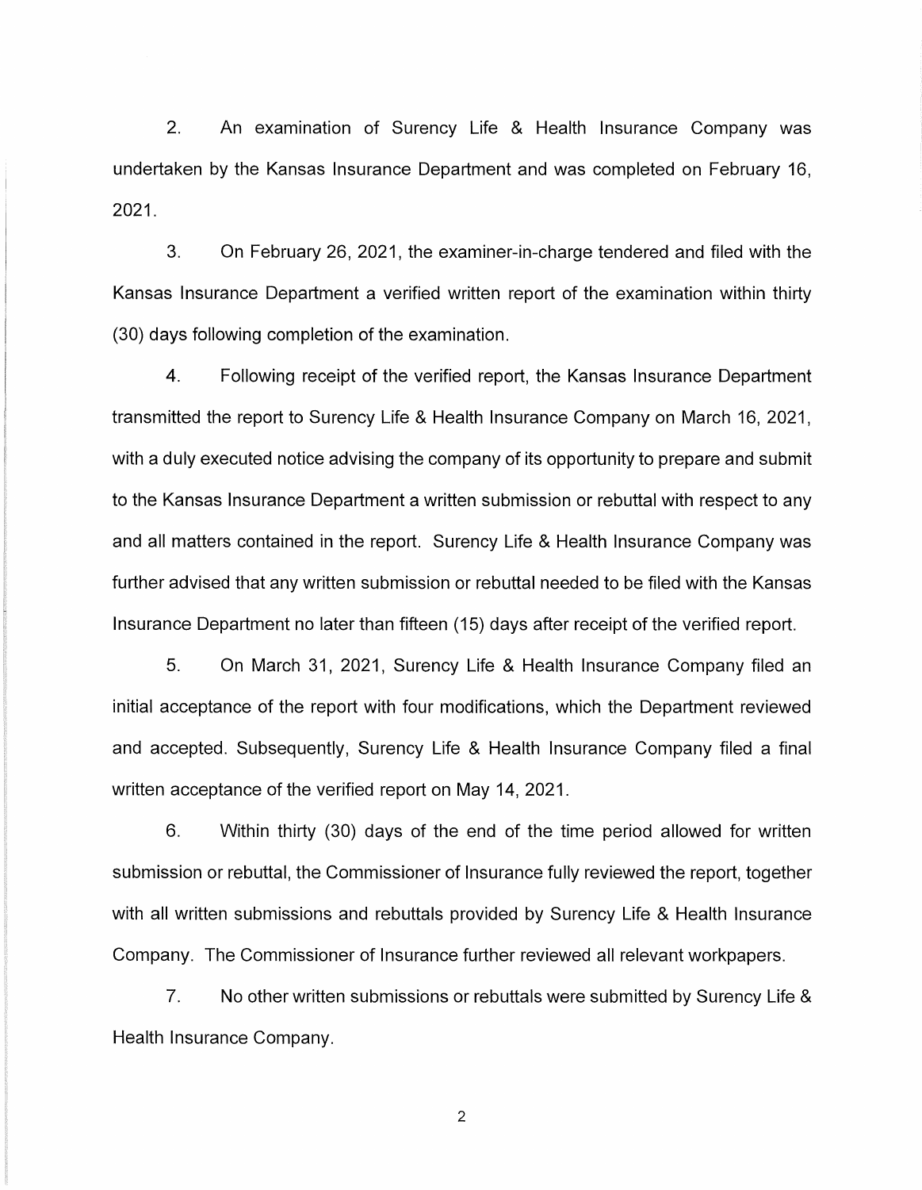2. An examination of Surency Life & Health Insurance Company was undertaken by the Kansas Insurance Department and was completed on February 16, 2021.

3. On February 26, 2021, the examiner-in-charge tendered and filed with the Kansas Insurance Department a verified written report of the examination within thirty (30) days following completion of the examination.

4. Following receipt of the verified report, the Kansas Insurance Department transmitted the report to Surency Life & Health Insurance Company on March 16, 2021, with a duly executed notice advising the company of its opportunity to prepare and submit to the Kansas Insurance Department a written submission or rebuttal with respect to any and all matters contained in the report. Surency Life & Health Insurance Company was further advised that any written submission or rebuttal needed to be filed with the Kansas Insurance Department no later than fifteen (15) days after receipt of the verified report.

5. On March 31, 2021, Surency Life & Health Insurance Company filed an initial acceptance of the report with four modifications, which the Department reviewed and accepted. Subsequently, Surency Life & Health Insurance Company filed a final written acceptance of the verified report on May 14, 2021.

6. Within thirty (30) days of the end of the time period allowed for written submission or rebuttal, the Commissioner of Insurance fully reviewed the report, together with all written submissions and rebuttals provided by Surency Life & Health Insurance Company. The Commissioner of Insurance further reviewed all relevant workpapers.

7. No other written submissions or rebuttals were submitted by Surency Life & Health Insurance Company.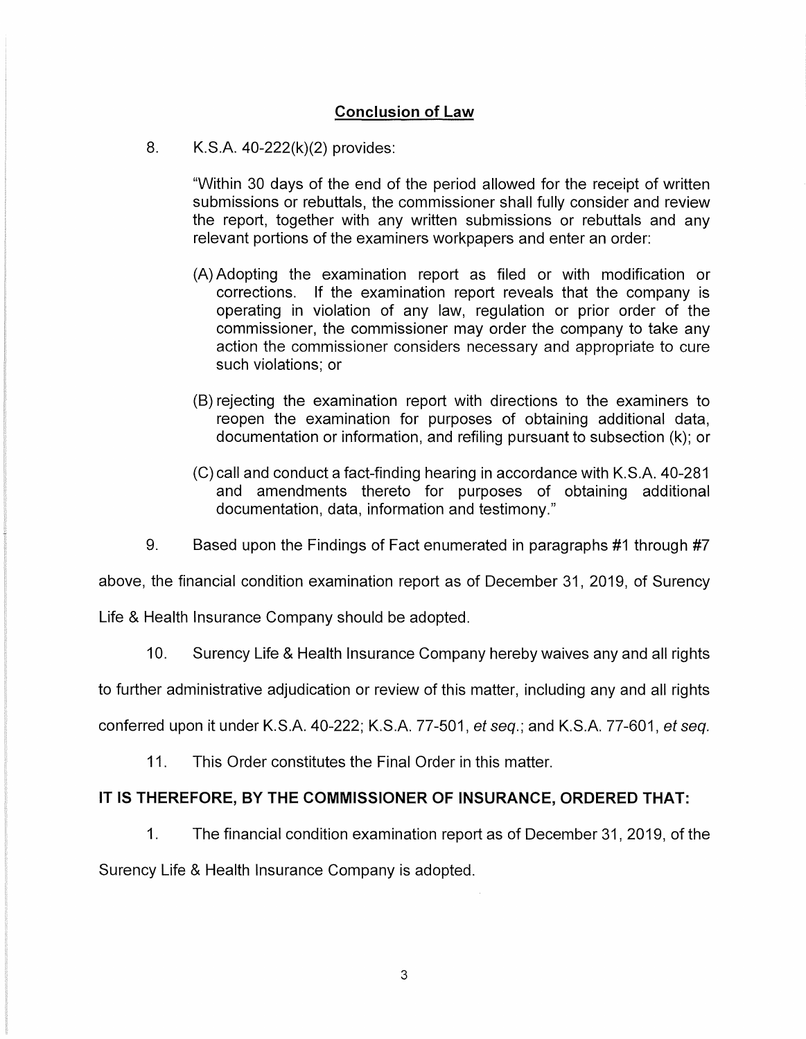## Conclusion of Law

8. K.S.A. 40-222(k)(2) provides:

> "Within 30 days of the end of the period allowed for the receipt of written submissions or rebuttals, the commissioner shall fully consider and review the report, together with any written submissions or rebuttals and any relevant portions of the examiners workpapers and enter an order:
>
> (A) Adopting the examination report as filed or with modification or corrections. If the examination report reveals that the company is operating in violation of any law, regulation or prior order of the commissioner, the commissioner may order the company to take any action the commissioner considers necessary and appropriate to cure such violations; or
>
> (B) rejecting the examination report with directions to the examiners to reopen the examination for purposes of obtaining additional data, documentation or information, and refiling pursuant to subsection (k); or
>
> (C) call and conduct a fact-finding hearing in accordance with K.S.A. 40-281 and amendments thereto for purposes of obtaining additional documentation, data, information and testimony."

9. Based upon the Findings of Fact enumerated in paragraphs #1 through #7 above, the financial condition examination report as of December 31, 2019, of Surency Life & Health Insurance Company should be adopted.

10. Surency Life & Health Insurance Company hereby waives any and all rights to further administrative adjudication or review of this matter, including any and all rights conferred upon it under K.S.A. 40-222; K.S.A. 77-501, *et seq.*; and K.S.A. 77-601, *et seq.*

11. This Order constitutes the Final Order in this matter.

**IT IS THEREFORE, BY THE COMMISSIONER OF INSURANCE, ORDERED THAT:**

1. The financial condition examination report as of December 31, 2019, of the Surency Life & Health Insurance Company is adopted.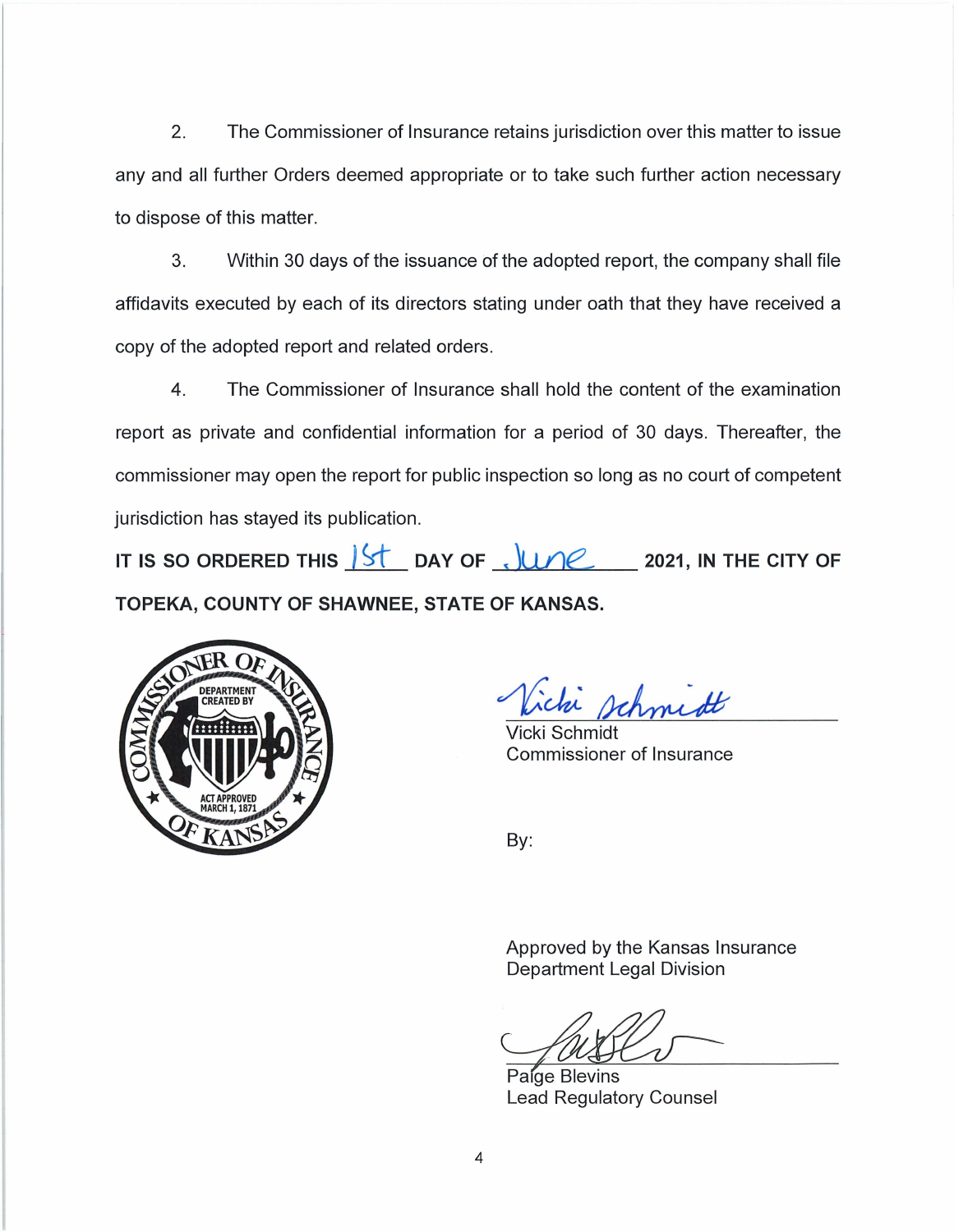2. The Commissioner of Insurance retains jurisdiction over this matter to issue any and all further Orders deemed appropriate or to take such further action necessary to dispose of this matter.

3. Within 30 days of the issuance of the adopted report, the company shall file affidavits executed by each of its directors stating under oath that they have received a copy of the adopted report and related orders.

4. The Commissioner of Insurance shall hold the content of the examination report as private and confidential information for a period of 30 days. Thereafter, the commissioner may open the report for public inspection so long as no court of competent jurisdiction has stayed its publication.

**IT IS SO ORDERED THIS 1st DAY OF June 2021, IN THE CITY OF TOPEKA, COUNTY OF SHAWNEE, STATE OF KANSAS.**

COMMISSIONER OF INSURANCE OF KANSAS
DEPARTMENT CREATED BY ACT APPROVED MARCH 1, 1871

Vicki Schmidt
Commissioner of Insurance

By:

Approved by the Kansas Insurance Department Legal Division

Paige Blevins
Lead Regulatory Counsel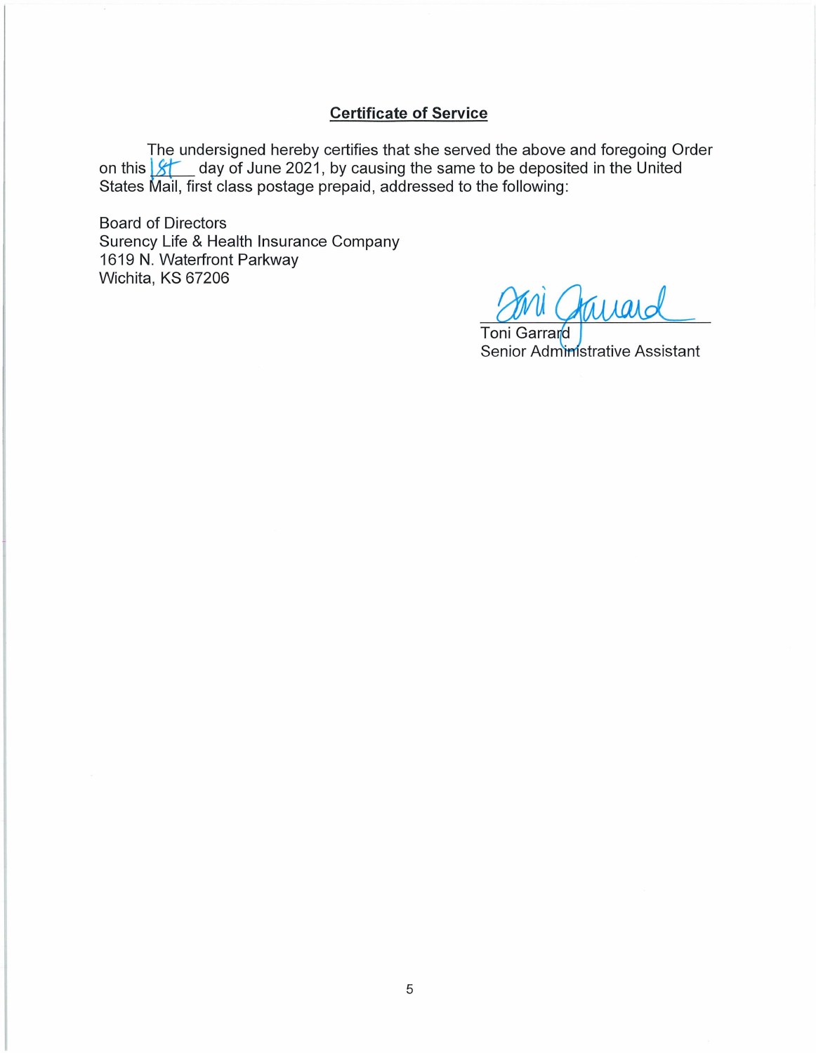## Certificate of Service

The undersigned hereby certifies that she served the above and foregoing Order on this 1st day of June 2021, by causing the same to be deposited in the United States Mail, first class postage prepaid, addressed to the following:

Board of Directors
Surency Life & Health Insurance Company
1619 N. Waterfront Parkway
Wichita, KS 67206

Toni Garrard
Toni Garrard
Senior Administrative Assistant